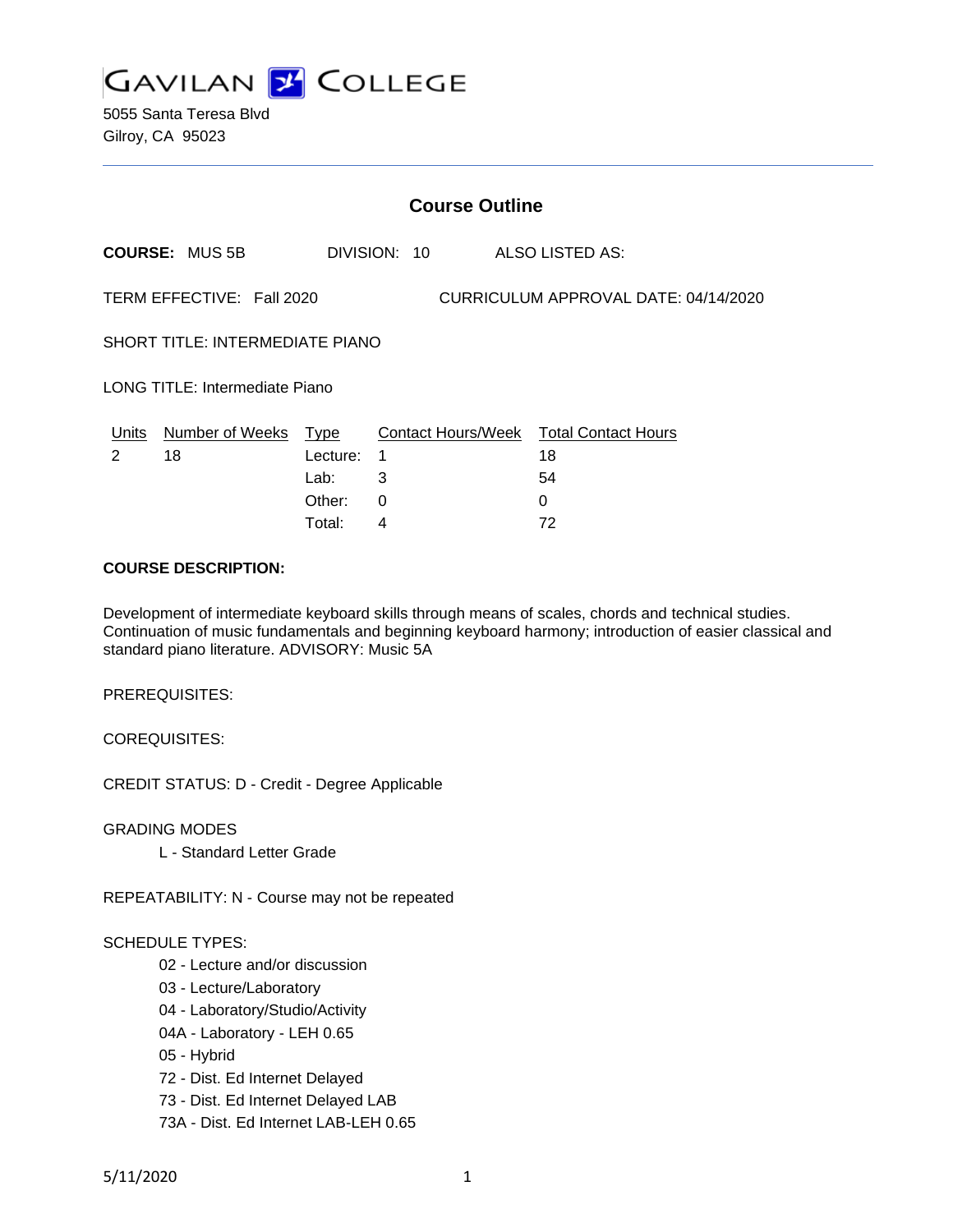# GAVILAN COLLEGE

5055 Santa Teresa Blvd
Gilroy, CA 95023

---

## Course Outline

**COURSE:** MUS 5B DIVISION: 10 ALSO LISTED AS:

TERM EFFECTIVE: Fall 2020 CURRICULUM APPROVAL DATE: 04/14/2020

SHORT TITLE: INTERMEDIATE PIANO

LONG TITLE: Intermediate Piano

| Units | Number of Weeks | Type | Contact Hours/Week | Total Contact Hours |
|---|---|---|---|---|
| 2 | 18 | Lecture: | 1 | 18 |
| | | Lab: | 3 | 54 |
| | | Other: | 0 | 0 |
| | | Total: | 4 | 72 |

**COURSE DESCRIPTION:**

Development of intermediate keyboard skills through means of scales, chords and technical studies. Continuation of music fundamentals and beginning keyboard harmony; introduction of easier classical and standard piano literature. ADVISORY: Music 5A

PREREQUISITES:

COREQUISITES:

CREDIT STATUS: D - Credit - Degree Applicable

GRADING MODES

L - Standard Letter Grade

REPEATABILITY: N - Course may not be repeated

SCHEDULE TYPES:

02 - Lecture and/or discussion
03 - Lecture/Laboratory
04 - Laboratory/Studio/Activity
04A - Laboratory - LEH 0.65
05 - Hybrid
72 - Dist. Ed Internet Delayed
73 - Dist. Ed Internet Delayed LAB
73A - Dist. Ed Internet LAB-LEH 0.65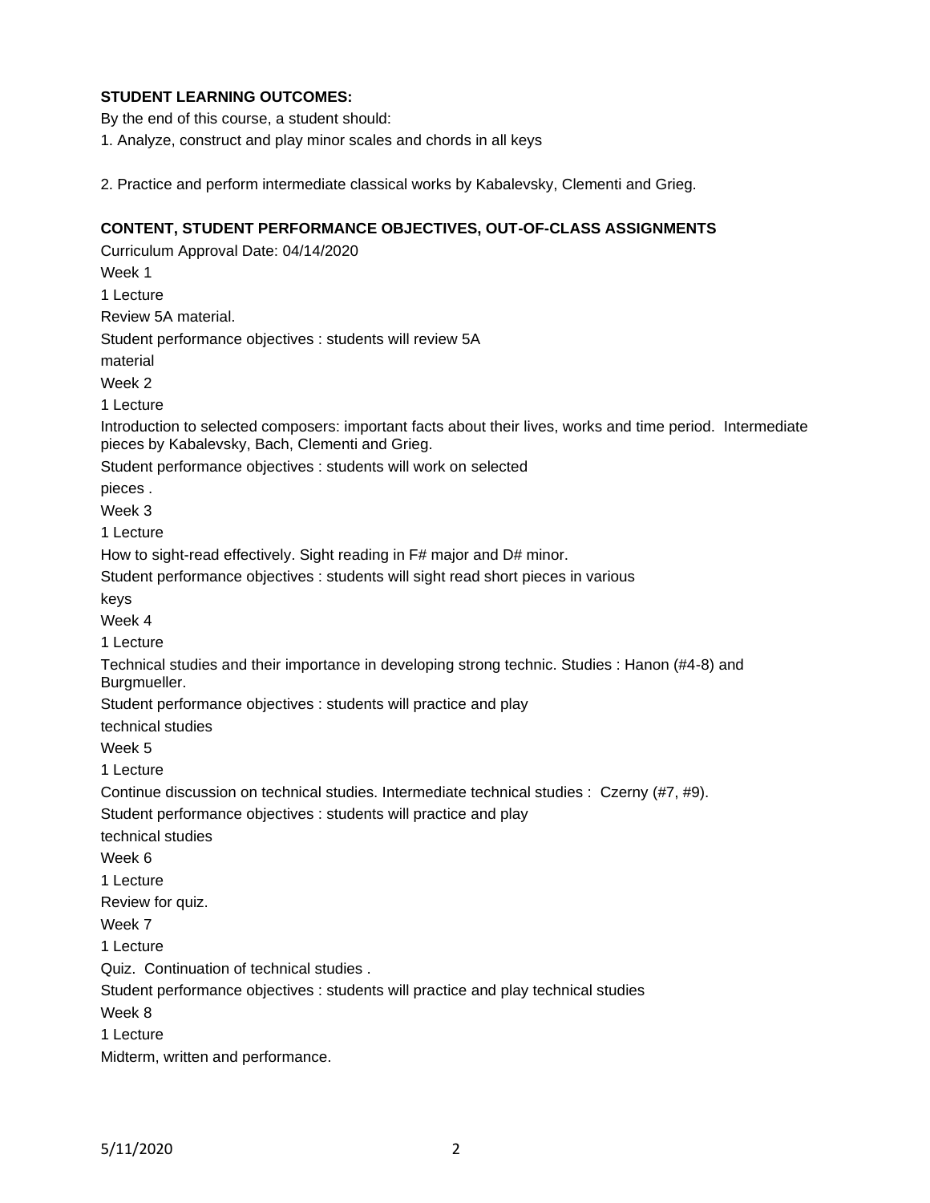**STUDENT LEARNING OUTCOMES:**

By the end of this course, a student should:

1. Analyze, construct and play minor scales and chords in all keys

2. Practice and perform intermediate classical works by Kabalevsky, Clementi and Grieg.

**CONTENT, STUDENT PERFORMANCE OBJECTIVES, OUT-OF-CLASS ASSIGNMENTS**

Curriculum Approval Date: 04/14/2020

Week 1

1 Lecture

Review 5A material.

Student performance objectives : students will review 5A material

Week 2

1 Lecture

Introduction to selected composers: important facts about their lives, works and time period. Intermediate pieces by Kabalevsky, Bach, Clementi and Grieg.

Student performance objectives : students will work on selected pieces .

Week 3

1 Lecture

How to sight-read effectively. Sight reading in F# major and D# minor.

Student performance objectives : students will sight read short pieces in various keys

Week 4

1 Lecture

Technical studies and their importance in developing strong technic. Studies : Hanon (#4-8) and Burgmueller.

Student performance objectives : students will practice and play technical studies

Week 5

1 Lecture

Continue discussion on technical studies. Intermediate technical studies : Czerny (#7, #9).

Student performance objectives : students will practice and play technical studies

Week 6

1 Lecture

Review for quiz.

Week 7

1 Lecture

Quiz. Continuation of technical studies .

Student performance objectives : students will practice and play technical studies

Week 8

1 Lecture

Midterm, written and performance.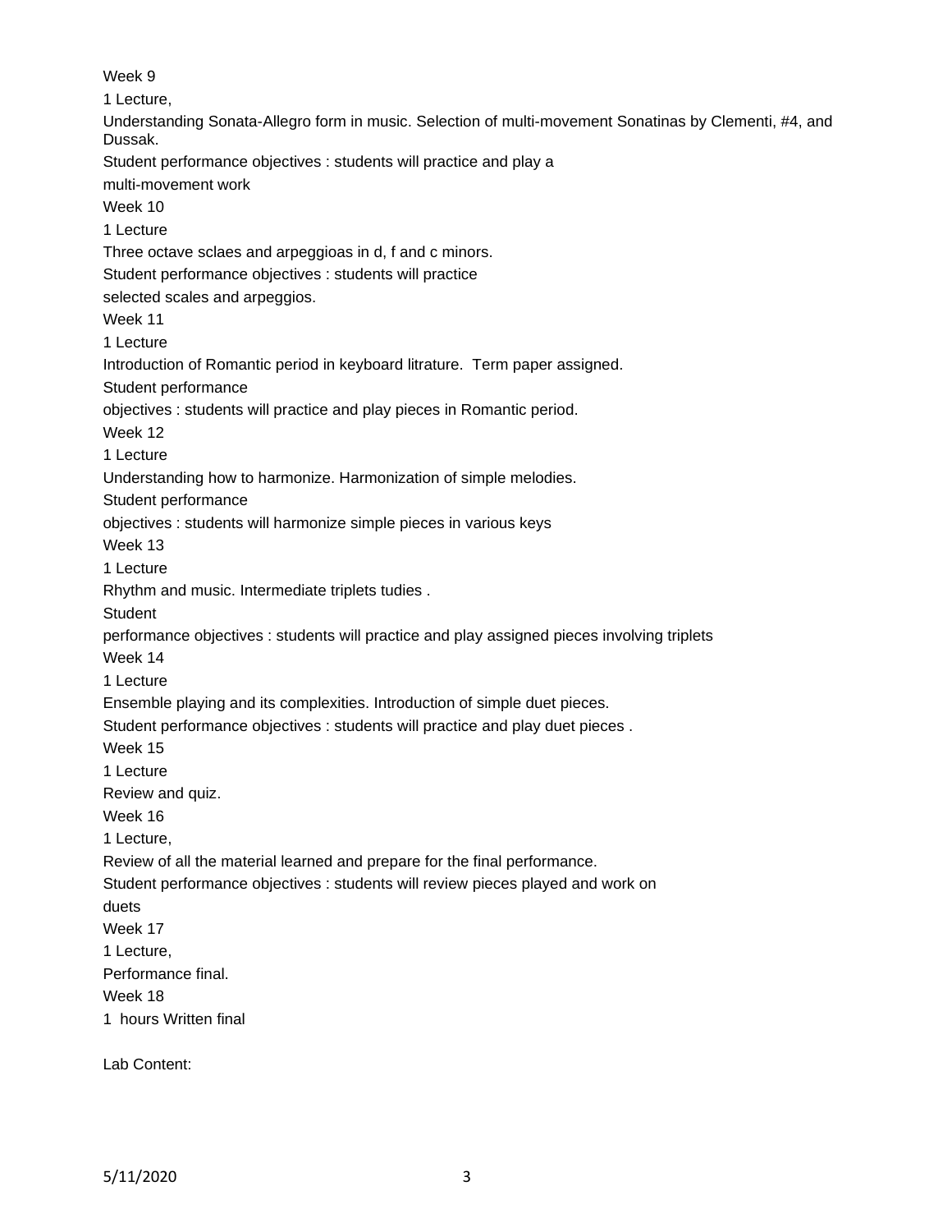Week 9

1 Lecture,

Understanding Sonata-Allegro form in music. Selection of multi-movement Sonatinas by Clementi, #4, and Dussak.

Student performance objectives : students will practice and play a

multi-movement work

Week 10

1 Lecture

Three octave sclaes and arpeggioas in d, f and c minors.

Student performance objectives : students will practice

selected scales and arpeggios.

Week 11

1 Lecture

Introduction of Romantic period in keyboard litrature. Term paper assigned.

Student performance

objectives : students will practice and play pieces in Romantic period.

Week 12

1 Lecture

Understanding how to harmonize. Harmonization of simple melodies.

Student performance

objectives : students will harmonize simple pieces in various keys

Week 13

1 Lecture

Rhythm and music. Intermediate triplets tudies .

Student

performance objectives : students will practice and play assigned pieces involving triplets

Week 14

1 Lecture

Ensemble playing and its complexities. Introduction of simple duet pieces.

Student performance objectives : students will practice and play duet pieces .

Week 15

1 Lecture

Review and quiz.

Week 16

1 Lecture,

Review of all the material learned and prepare for the final performance.

Student performance objectives : students will review pieces played and work on

duets

Week 17

1 Lecture,

Performance final.

Week 18

1 hours Written final

Lab Content: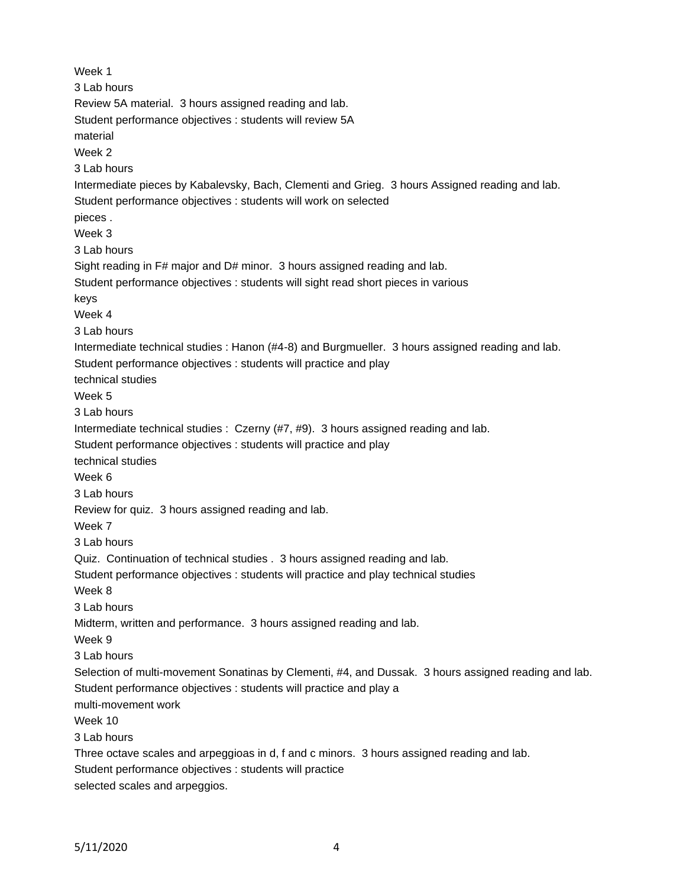Week 1

3 Lab hours

Review 5A material. 3 hours assigned reading and lab.

Student performance objectives : students will review 5A material

Week 2

3 Lab hours

Intermediate pieces by Kabalevsky, Bach, Clementi and Grieg. 3 hours Assigned reading and lab.

Student performance objectives : students will work on selected pieces .

Week 3

3 Lab hours

Sight reading in F# major and D# minor. 3 hours assigned reading and lab.

Student performance objectives : students will sight read short pieces in various keys

Week 4

3 Lab hours

Intermediate technical studies : Hanon (#4-8) and Burgmueller. 3 hours assigned reading and lab.

Student performance objectives : students will practice and play technical studies

Week 5

3 Lab hours

Intermediate technical studies : Czerny (#7, #9). 3 hours assigned reading and lab.

Student performance objectives : students will practice and play technical studies

Week 6

3 Lab hours

Review for quiz. 3 hours assigned reading and lab.

Week 7

3 Lab hours

Quiz. Continuation of technical studies . 3 hours assigned reading and lab.

Student performance objectives : students will practice and play technical studies

Week 8

3 Lab hours

Midterm, written and performance. 3 hours assigned reading and lab.

Week 9

3 Lab hours

Selection of multi-movement Sonatinas by Clementi, #4, and Dussak. 3 hours assigned reading and lab.

Student performance objectives : students will practice and play a multi-movement work

Week 10

3 Lab hours

Three octave scales and arpeggioas in d, f and c minors. 3 hours assigned reading and lab.

Student performance objectives : students will practice selected scales and arpeggios.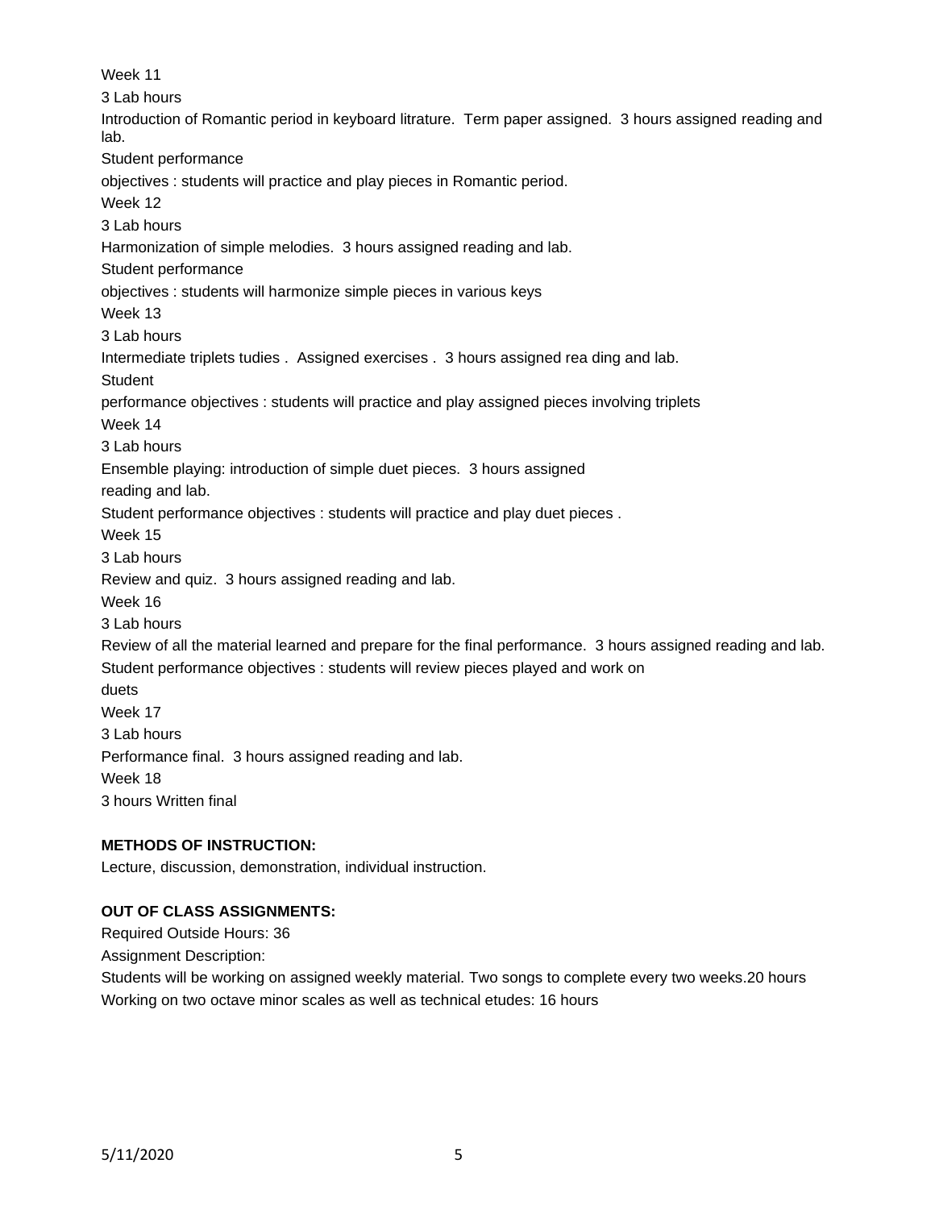Week 11

3 Lab hours

Introduction of Romantic period in keyboard litrature. Term paper assigned. 3 hours assigned reading and lab.

Student performance

objectives : students will practice and play pieces in Romantic period.

Week 12

3 Lab hours

Harmonization of simple melodies. 3 hours assigned reading and lab.

Student performance

objectives : students will harmonize simple pieces in various keys

Week 13

3 Lab hours

Intermediate triplets tudies . Assigned exercises . 3 hours assigned rea ding and lab.

Student

performance objectives : students will practice and play assigned pieces involving triplets

Week 14

3 Lab hours

Ensemble playing: introduction of simple duet pieces. 3 hours assigned

reading and lab.

Student performance objectives : students will practice and play duet pieces .

Week 15

3 Lab hours

Review and quiz. 3 hours assigned reading and lab.

Week 16

3 Lab hours

Review of all the material learned and prepare for the final performance. 3 hours assigned reading and lab.

Student performance objectives : students will review pieces played and work on

duets

Week 17

3 Lab hours

Performance final. 3 hours assigned reading and lab.

Week 18

3 hours Written final

**METHODS OF INSTRUCTION:**

Lecture, discussion, demonstration, individual instruction.

**OUT OF CLASS ASSIGNMENTS:**

Required Outside Hours: 36

Assignment Description:

Students will be working on assigned weekly material. Two songs to complete every two weeks.20 hours

Working on two octave minor scales as well as technical etudes: 16 hours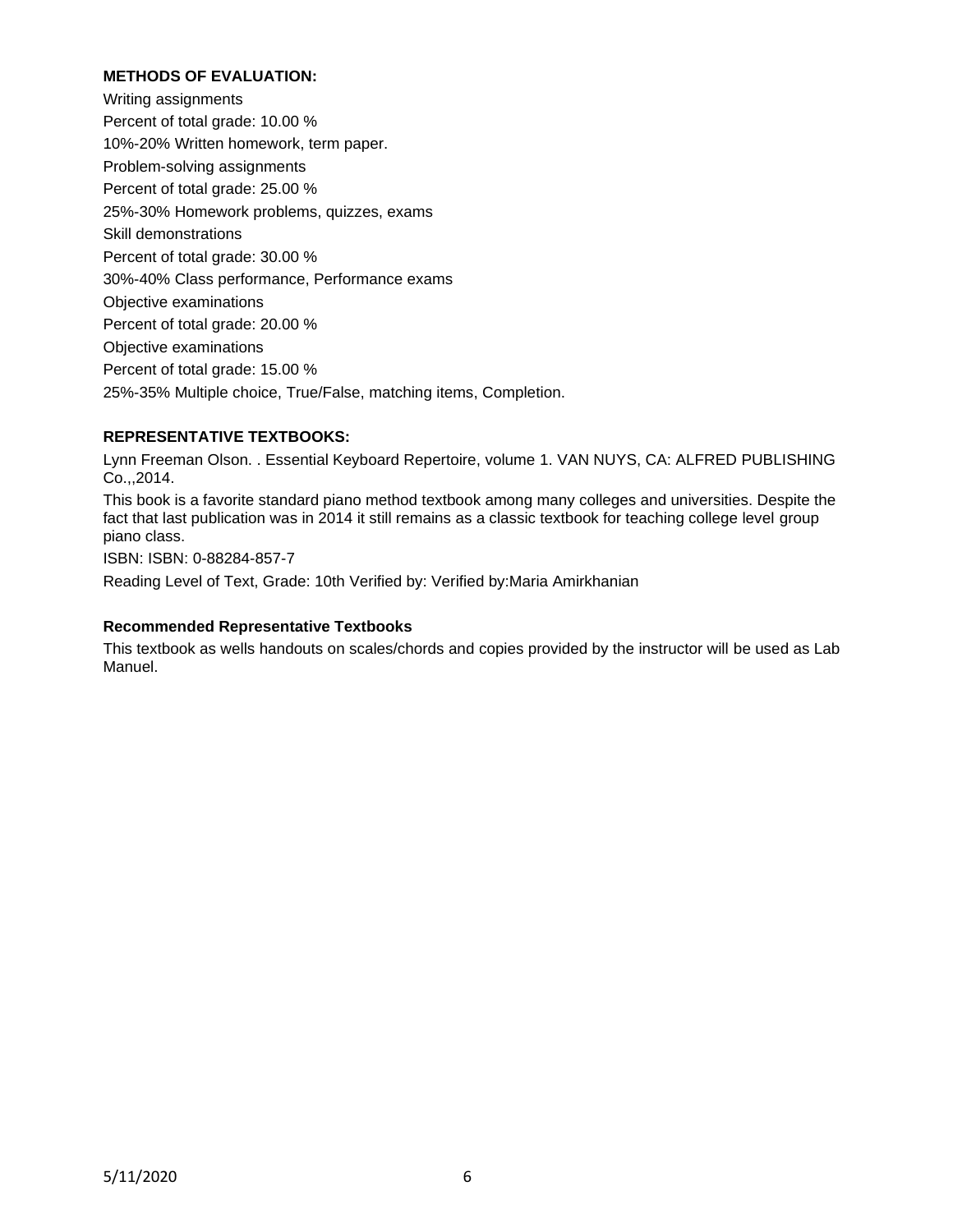**METHODS OF EVALUATION:**

Writing assignments

Percent of total grade: 10.00 %

10%-20% Written homework, term paper.

Problem-solving assignments

Percent of total grade: 25.00 %

25%-30% Homework problems, quizzes, exams

Skill demonstrations

Percent of total grade: 30.00 %

30%-40% Class performance, Performance exams

Objective examinations

Percent of total grade: 20.00 %

Objective examinations

Percent of total grade: 15.00 %

25%-35% Multiple choice, True/False, matching items, Completion.

**REPRESENTATIVE TEXTBOOKS:**

Lynn Freeman Olson. . Essential Keyboard Repertoire, volume 1. VAN NUYS, CA: ALFRED PUBLISHING Co.,,2014.

This book is a favorite standard piano method textbook among many colleges and universities. Despite the fact that last publication was in 2014 it still remains as a classic textbook for teaching college level group piano class.

ISBN: ISBN: 0-88284-857-7

Reading Level of Text, Grade: 10th Verified by: Verified by:Maria Amirkhanian

**Recommended Representative Textbooks**

This textbook as wells handouts on scales/chords and copies provided by the instructor will be used as Lab Manuel.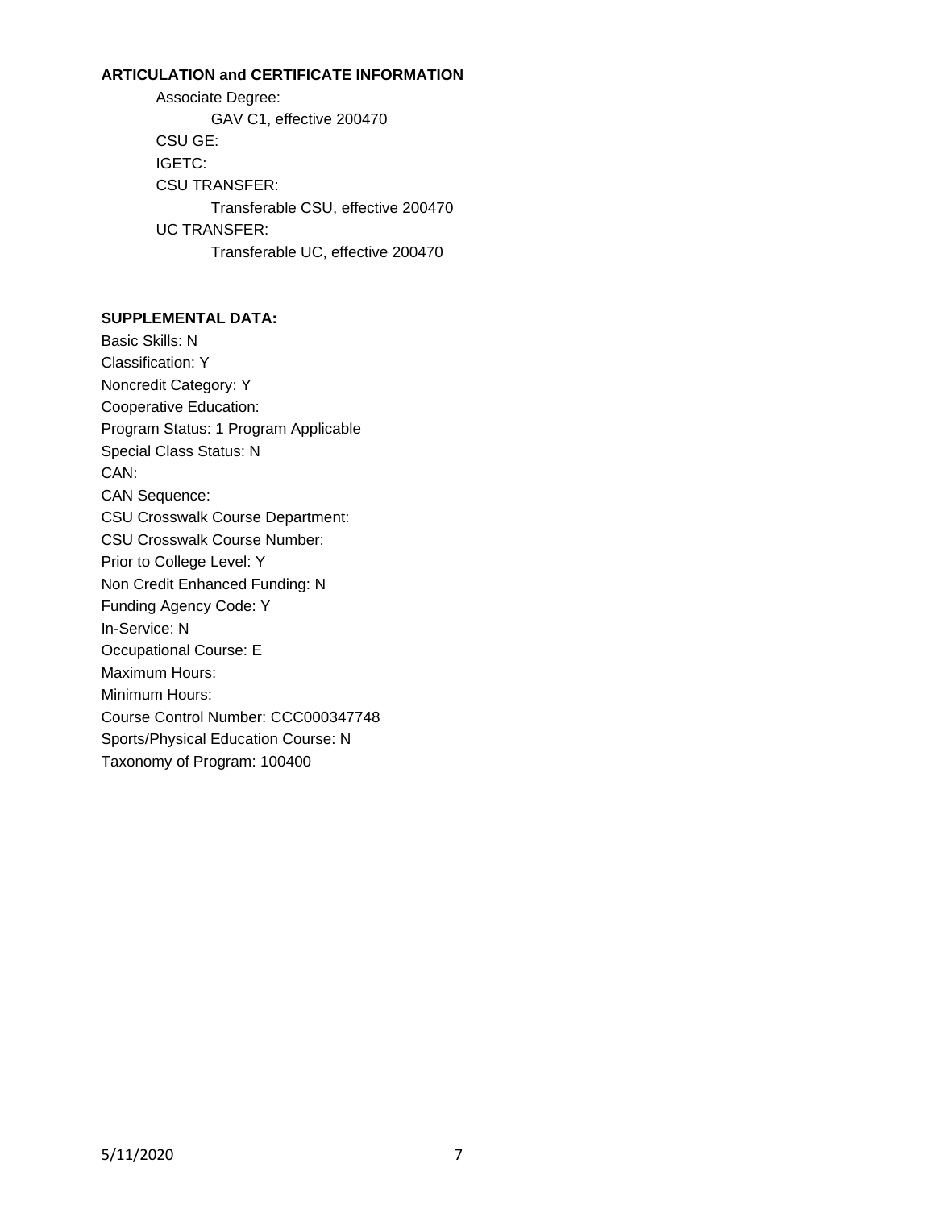**ARTICULATION and CERTIFICATE INFORMATION**

Associate Degree:

GAV C1, effective 200470

CSU GE:

IGETC:

CSU TRANSFER:

Transferable CSU, effective 200470

UC TRANSFER:

Transferable UC, effective 200470

**SUPPLEMENTAL DATA:**

Basic Skills: N
Classification: Y
Noncredit Category: Y
Cooperative Education:
Program Status: 1 Program Applicable
Special Class Status: N
CAN:
CAN Sequence:
CSU Crosswalk Course Department:
CSU Crosswalk Course Number:
Prior to College Level: Y
Non Credit Enhanced Funding: N
Funding Agency Code: Y
In-Service: N
Occupational Course: E
Maximum Hours:
Minimum Hours:
Course Control Number: CCC000347748
Sports/Physical Education Course: N
Taxonomy of Program: 100400